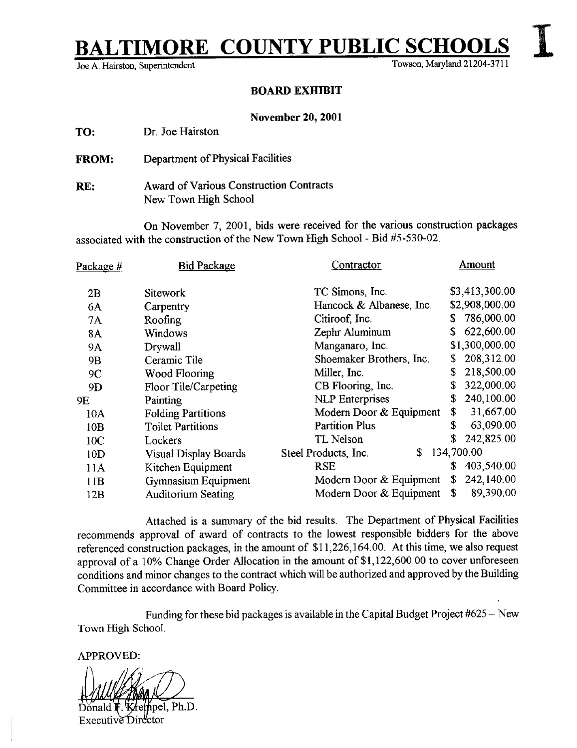# BALTIMORE COUNTY PUBLIC SCHOOLS

**I**

Joe A. Hairston, Superintendent

Towson, Maryland 21204-3711

## BOARD EXHIBIT

**November 20, 2001**

**TO:** Dr. Joe Hairston

**FROM:** Department of Physical Facilities

**RE:** Award of Various Construction Contracts
New Town High School

On November 7, 2001, bids were received for the various construction packages associated with the construction of the New Town High School - Bid #5-530-02.

| Package # | Bid Package | Contractor | Amount |
|---|---|---|---|
| 2B | Sitework | TC Simons, Inc. | $3,413,300.00 |
| 6A | Carpentry | Hancock & Albanese, Inc. | $2,908,000.00 |
| 7A | Roofing | Citiroof, Inc. | $ 786,000.00 |
| 8A | Windows | Zephr Aluminum | $ 622,600.00 |
| 9A | Drywall | Manganaro, Inc. | $1,300,000.00 |
| 9B | Ceramic Tile | Shoemaker Brothers, Inc. | $ 208,312.00 |
| 9C | Wood Flooring | Miller, Inc. | $ 218,500.00 |
| 9D | Floor Tile/Carpeting | CB Flooring, Inc. | $ 322,000.00 |
| 9E | Painting | NLP Enterprises | $ 240,100.00 |
| 10A | Folding Partitions | Modern Door & Equipment | $ 31,667.00 |
| 10B | Toilet Partitions | Partition Plus | $ 63,090.00 |
| 10C | Lockers | TL Nelson | $ 242,825.00 |
| 10D | Visual Display Boards | Steel Products, Inc. | $ 134,700.00 |
| 11A | Kitchen Equipment | RSE | $ 403,540.00 |
| 11B | Gymnasium Equipment | Modern Door & Equipment | $ 242,140.00 |
| 12B | Auditorium Seating | Modern Door & Equipment | $ 89,390.00 |

Attached is a summary of the bid results. The Department of Physical Facilities recommends approval of award of contracts to the lowest responsible bidders for the above referenced construction packages, in the amount of $11,226,164.00. At this time, we also request approval of a 10% Change Order Allocation in the amount of $1,122,600.00 to cover unforeseen conditions and minor changes to the contract which will be authorized and approved by the Building Committee in accordance with Board Policy.

Funding for these bid packages is available in the Capital Budget Project #625 – New Town High School.

APPROVED:

Donald F. Krempel, Ph.D.
Executive Director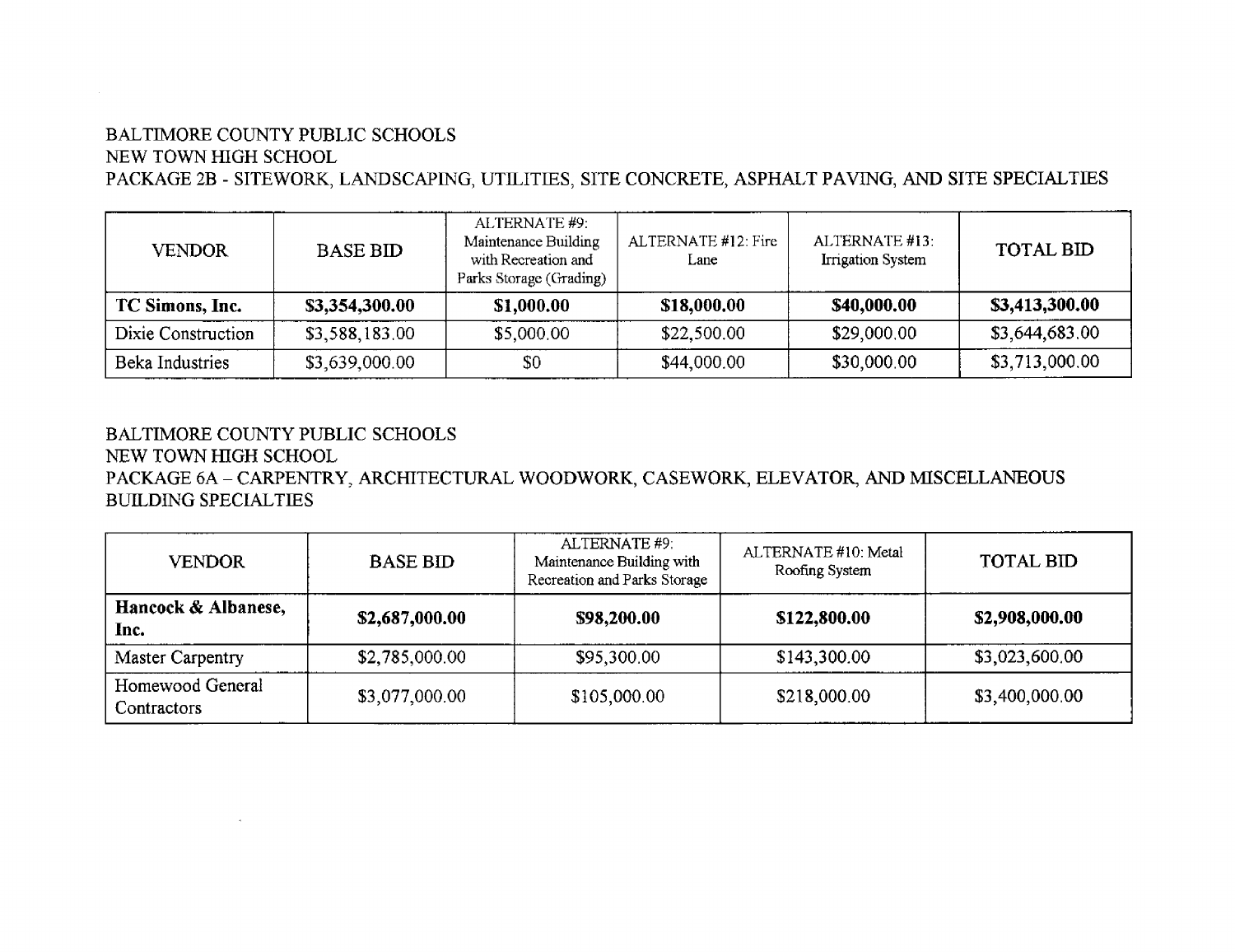BALTIMORE COUNTY PUBLIC SCHOOLS
NEW TOWN HIGH SCHOOL
PACKAGE 2B - SITEWORK, LANDSCAPING, UTILITIES, SITE CONCRETE, ASPHALT PAVING, AND SITE SPECIALTIES

| VENDOR | BASE BID | ALTERNATE #9: Maintenance Building with Recreation and Parks Storage (Grading) | ALTERNATE #12: Fire Lane | ALTERNATE #13: Irrigation System | TOTAL BID |
|---|---|---|---|---|---|
| **TC Simons, Inc.** | **$3,354,300.00** | **$1,000.00** | **$18,000.00** | **$40,000.00** | **$3,413,300.00** |
| Dixie Construction | $3,588,183.00 | $5,000.00 | $22,500.00 | $29,000.00 | $3,644,683.00 |
| Beka Industries | $3,639,000.00 | $0 | $44,000.00 | $30,000.00 | $3,713,000.00 |

BALTIMORE COUNTY PUBLIC SCHOOLS
NEW TOWN HIGH SCHOOL
PACKAGE 6A – CARPENTRY, ARCHITECTURAL WOODWORK, CASEWORK, ELEVATOR, AND MISCELLANEOUS BUILDING SPECIALTIES

| VENDOR | BASE BID | ALTERNATE #9: Maintenance Building with Recreation and Parks Storage | ALTERNATE #10: Metal Roofing System | TOTAL BID |
|---|---|---|---|---|
| **Hancock & Albanese, Inc.** | **$2,687,000.00** | **$98,200.00** | **$122,800.00** | **$2,908,000.00** |
| Master Carpentry | $2,785,000.00 | $95,300.00 | $143,300.00 | $3,023,600.00 |
| Homewood General Contractors | $3,077,000.00 | $105,000.00 | $218,000.00 | $3,400,000.00 |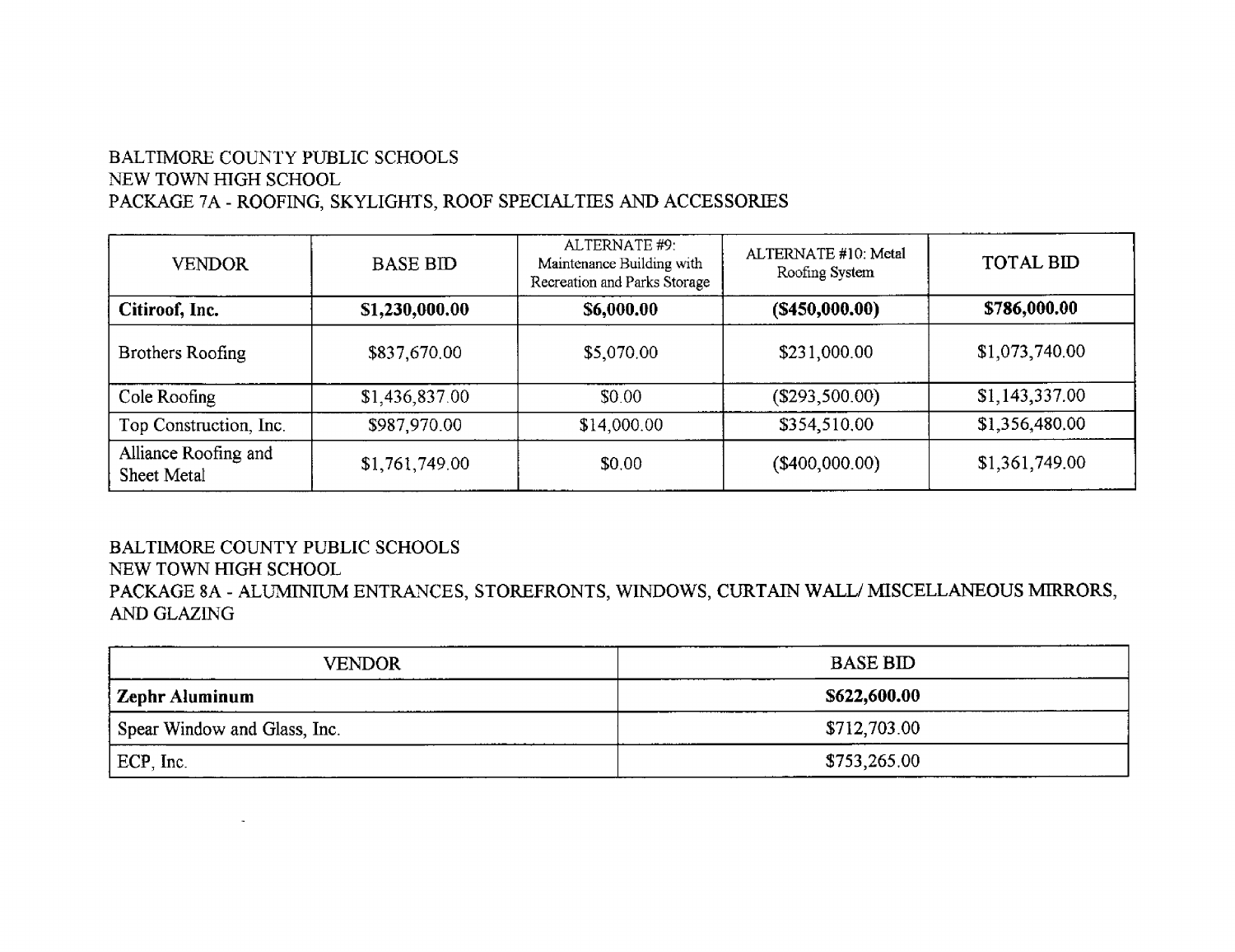BALTIMORE COUNTY PUBLIC SCHOOLS
NEW TOWN HIGH SCHOOL
PACKAGE 7A - ROOFING, SKYLIGHTS, ROOF SPECIALTIES AND ACCESSORIES

| VENDOR | BASE BID | ALTERNATE #9: Maintenance Building with Recreation and Parks Storage | ALTERNATE #10: Metal Roofing System | TOTAL BID |
|---|---|---|---|---|
| **Citiroof, Inc.** | **$1,230,000.00** | **$6,000.00** | **($450,000.00)** | **$786,000.00** |
| Brothers Roofing | $837,670.00 | $5,070.00 | $231,000.00 | $1,073,740.00 |
| Cole Roofing | $1,436,837.00 | $0.00 | ($293,500.00) | $1,143,337.00 |
| Top Construction, Inc. | $987,970.00 | $14,000.00 | $354,510.00 | $1,356,480.00 |
| Alliance Roofing and Sheet Metal | $1,761,749.00 | $0.00 | ($400,000.00) | $1,361,749.00 |

BALTIMORE COUNTY PUBLIC SCHOOLS
NEW TOWN HIGH SCHOOL
PACKAGE 8A - ALUMINIUM ENTRANCES, STOREFRONTS, WINDOWS, CURTAIN WALL/ MISCELLANEOUS MIRRORS, AND GLAZING

| VENDOR | BASE BID |
|---|---|
| **Zephr Aluminum** | **$622,600.00** |
| Spear Window and Glass, Inc. | $712,703.00 |
| ECP, Inc. | $753,265.00 |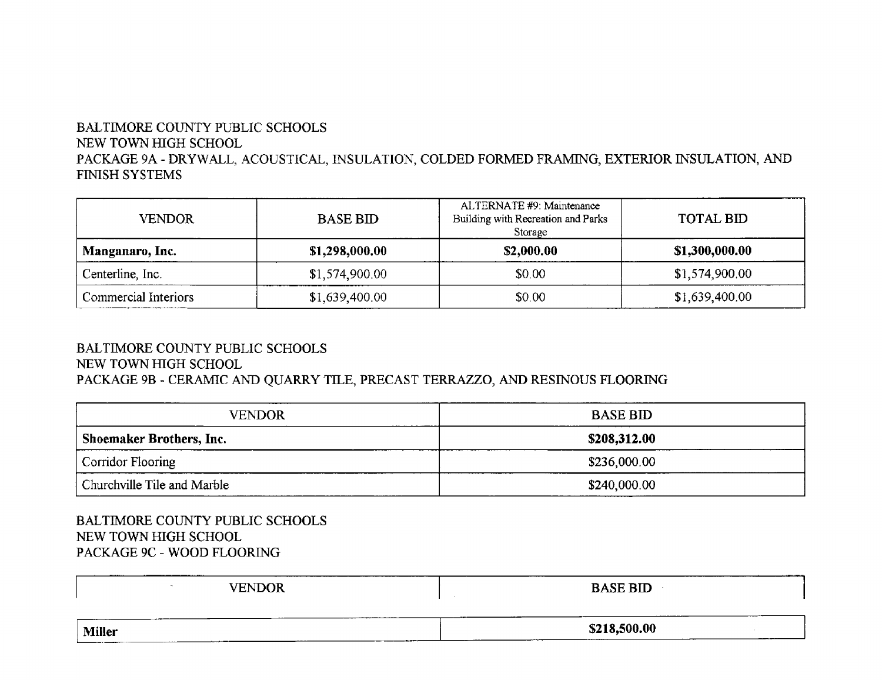BALTIMORE COUNTY PUBLIC SCHOOLS
NEW TOWN HIGH SCHOOL
PACKAGE 9A - DRYWALL, ACOUSTICAL, INSULATION, COLDED FORMED FRAMING, EXTERIOR INSULATION, AND FINISH SYSTEMS

| VENDOR | BASE BID | ALTERNATE #9: Maintenance Building with Recreation and Parks Storage | TOTAL BID |
|---|---|---|---|
| **Manganaro, Inc.** | **$1,298,000.00** | **$2,000.00** | **$1,300,000.00** |
| Centerline, Inc. | $1,574,900.00 | $0.00 | $1,574,900.00 |
| Commercial Interiors | $1,639,400.00 | $0.00 | $1,639,400.00 |

BALTIMORE COUNTY PUBLIC SCHOOLS
NEW TOWN HIGH SCHOOL
PACKAGE 9B - CERAMIC AND QUARRY TILE, PRECAST TERRAZZO, AND RESINOUS FLOORING

| VENDOR | BASE BID |
|---|---|
| **Shoemaker Brothers, Inc.** | **$208,312.00** |
| Corridor Flooring | $236,000.00 |
| Churchville Tile and Marble | $240,000.00 |

BALTIMORE COUNTY PUBLIC SCHOOLS
NEW TOWN HIGH SCHOOL
PACKAGE 9C - WOOD FLOORING

| VENDOR | BASE BID |
|---|---|
| **Miller** | **$218,500.00** |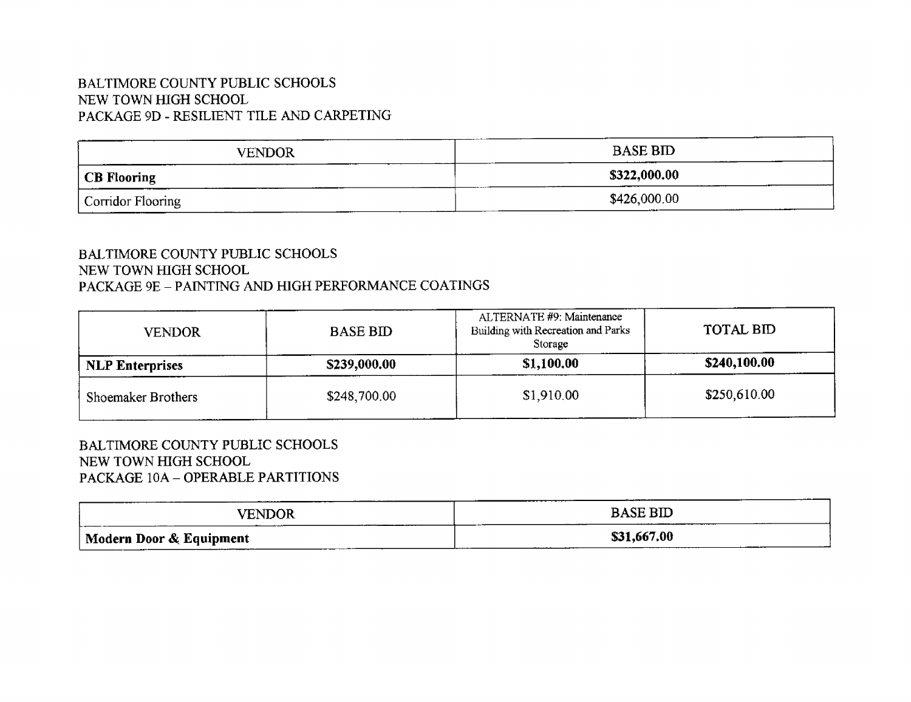BALTIMORE COUNTY PUBLIC SCHOOLS
NEW TOWN HIGH SCHOOL
PACKAGE 9D - RESILIENT TILE AND CARPETING

| VENDOR | BASE BID |
| --- | --- |
| **CB Flooring** | **$322,000.00** |
| Corridor Flooring | $426,000.00 |

BALTIMORE COUNTY PUBLIC SCHOOLS
NEW TOWN HIGH SCHOOL
PACKAGE 9E – PAINTING AND HIGH PERFORMANCE COATINGS

| VENDOR | BASE BID | ALTERNATE #9: Maintenance Building with Recreation and Parks Storage | TOTAL BID |
| --- | --- | --- | --- |
| **NLP Enterprises** | **$239,000.00** | **$1,100.00** | **$240,100.00** |
| Shoemaker Brothers | $248,700.00 | $1,910.00 | $250,610.00 |

BALTIMORE COUNTY PUBLIC SCHOOLS
NEW TOWN HIGH SCHOOL
PACKAGE 10A – OPERABLE PARTITIONS

| VENDOR | BASE BID |
| --- | --- |
| **Modern Door & Equipment** | **$31,667.00** |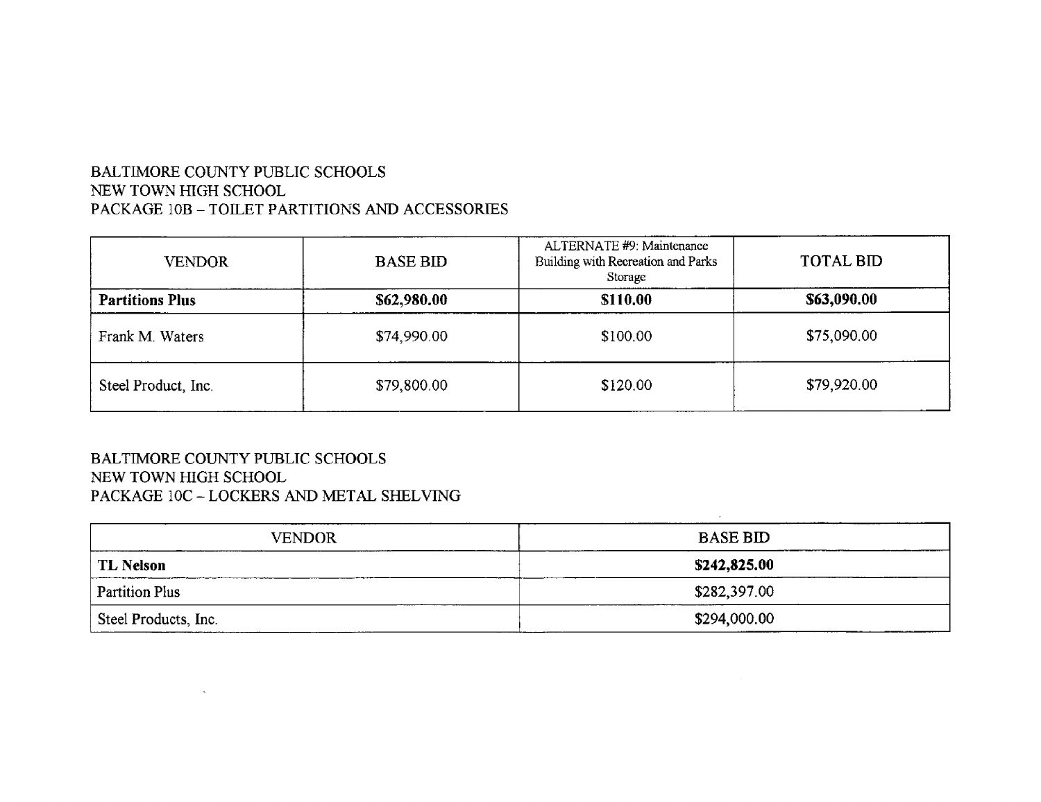BALTIMORE COUNTY PUBLIC SCHOOLS
NEW TOWN HIGH SCHOOL
PACKAGE 10B – TOILET PARTITIONS AND ACCESSORIES

| VENDOR | BASE BID | ALTERNATE #9: Maintenance Building with Recreation and Parks Storage | TOTAL BID |
|---|---|---|---|
| **Partitions Plus** | **$62,980.00** | **$110.00** | **$63,090.00** |
| Frank M. Waters | $74,990.00 | $100.00 | $75,090.00 |
| Steel Product, Inc. | $79,800.00 | $120.00 | $79,920.00 |

BALTIMORE COUNTY PUBLIC SCHOOLS
NEW TOWN HIGH SCHOOL
PACKAGE 10C – LOCKERS AND METAL SHELVING

| VENDOR | BASE BID |
|---|---|
| **TL Nelson** | **$242,825.00** |
| Partition Plus | $282,397.00 |
| Steel Products, Inc. | $294,000.00 |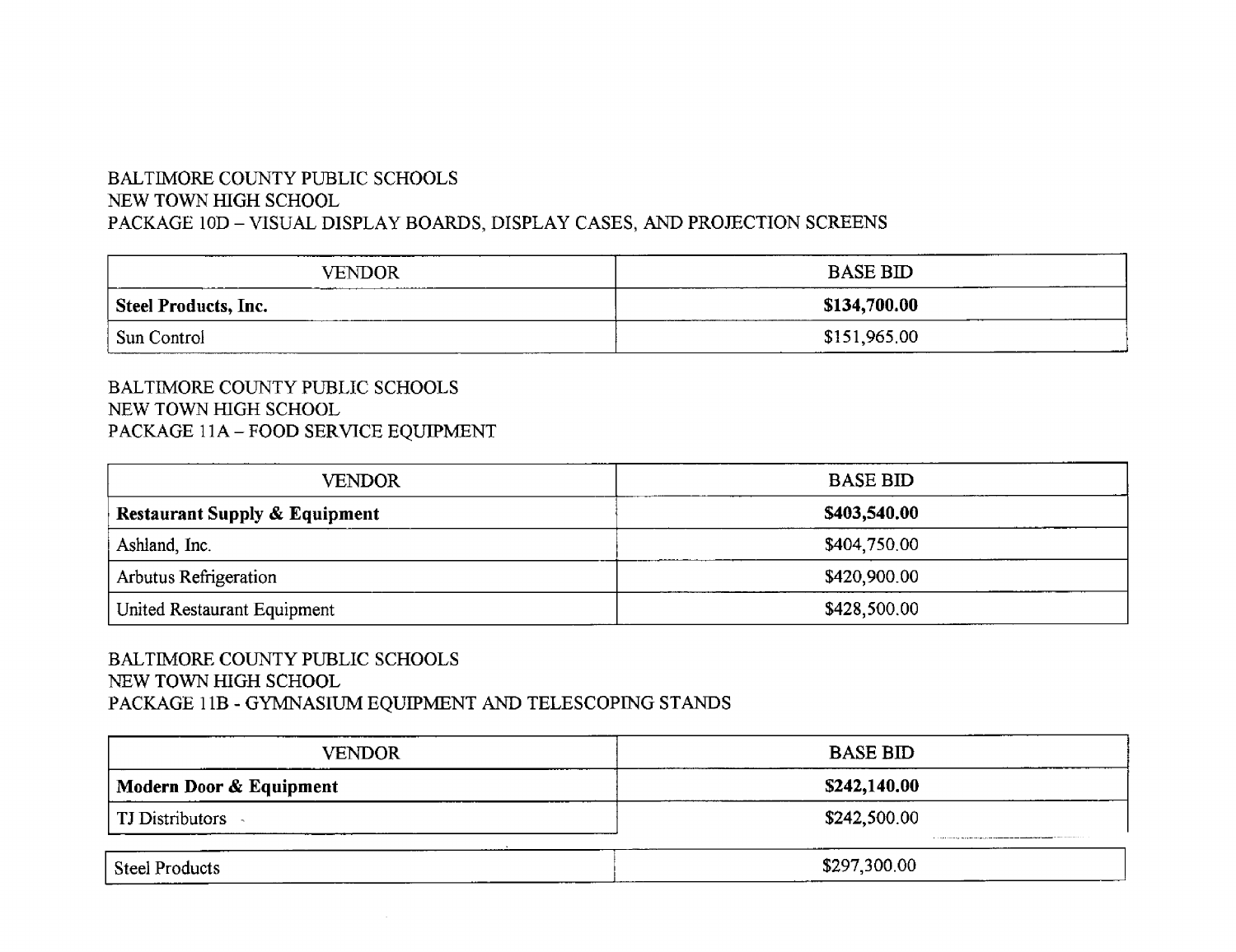BALTIMORE COUNTY PUBLIC SCHOOLS
NEW TOWN HIGH SCHOOL
PACKAGE 10D – VISUAL DISPLAY BOARDS, DISPLAY CASES, AND PROJECTION SCREENS

| VENDOR | BASE BID |
|---|---|
| **Steel Products, Inc.** | **$134,700.00** |
| Sun Control | $151,965.00 |

BALTIMORE COUNTY PUBLIC SCHOOLS
NEW TOWN HIGH SCHOOL
PACKAGE 11A – FOOD SERVICE EQUIPMENT

| VENDOR | BASE BID |
|---|---|
| **Restaurant Supply & Equipment** | **$403,540.00** |
| Ashland, Inc. | $404,750.00 |
| Arbutus Refrigeration | $420,900.00 |
| United Restaurant Equipment | $428,500.00 |

BALTIMORE COUNTY PUBLIC SCHOOLS
NEW TOWN HIGH SCHOOL
PACKAGE 11B - GYMNASIUM EQUIPMENT AND TELESCOPING STANDS

| VENDOR | BASE BID |
|---|---|
| **Modern Door & Equipment** | **$242,140.00** |
| TJ Distributors | $242,500.00 |
| Steel Products | $297,300.00 |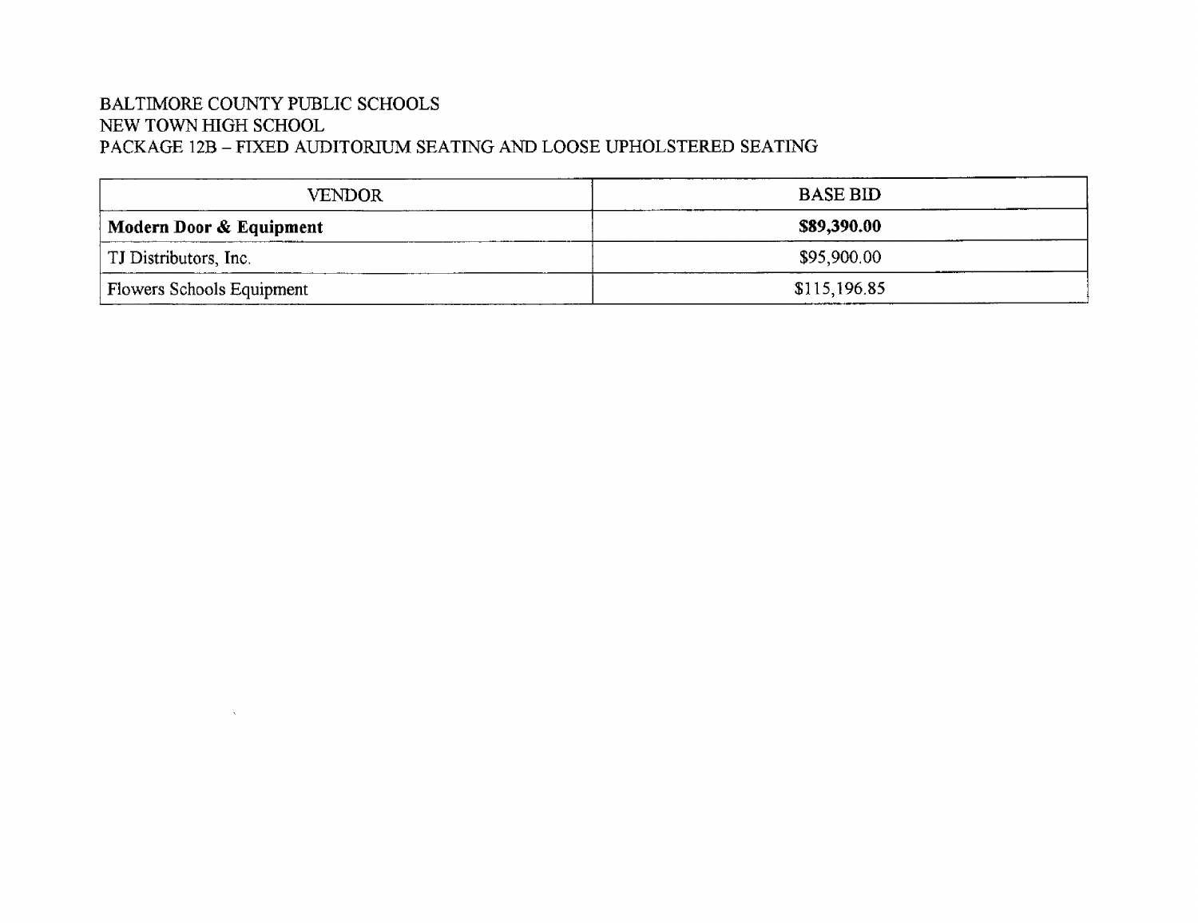BALTIMORE COUNTY PUBLIC SCHOOLS
NEW TOWN HIGH SCHOOL
PACKAGE 12B – FIXED AUDITORIUM SEATING AND LOOSE UPHOLSTERED SEATING

| VENDOR | BASE BID |
|---|---|
| **Modern Door & Equipment** | **$89,390.00** |
| TJ Distributors, Inc. | $95,900.00 |
| Flowers Schools Equipment | $115,196.85 |